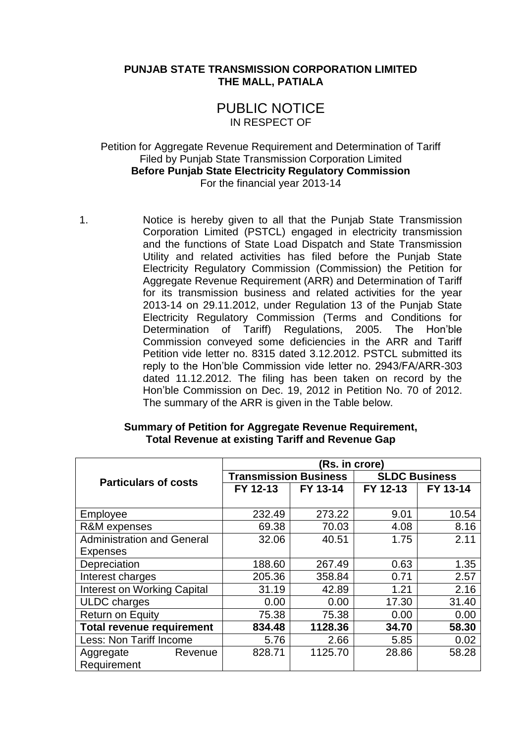**PUNJAB STATE TRANSMISSION CORPORATION LIMITED**
**THE MALL, PATIALA**

# PUBLIC NOTICE

IN RESPECT OF

Petition for Aggregate Revenue Requirement and Determination of Tariff
Filed by Punjab State Transmission Corporation Limited
**Before Punjab State Electricity Regulatory Commission**
For the financial year 2013-14

1. Notice is hereby given to all that the Punjab State Transmission Corporation Limited (PSTCL) engaged in electricity transmission and the functions of State Load Dispatch and State Transmission Utility and related activities has filed before the Punjab State Electricity Regulatory Commission (Commission) the Petition for Aggregate Revenue Requirement (ARR) and Determination of Tariff for its transmission business and related activities for the year 2013-14 on 29.11.2012, under Regulation 13 of the Punjab State Electricity Regulatory Commission (Terms and Conditions for Determination of Tariff) Regulations, 2005. The Hon'ble Commission conveyed some deficiencies in the ARR and Tariff Petition vide letter no. 8315 dated 3.12.2012. PSTCL submitted its reply to the Hon'ble Commission vide letter no. 2943/FA/ARR-303 dated 11.12.2012. The filing has been taken on record by the Hon'ble Commission on Dec. 19, 2012 in Petition No. 70 of 2012. The summary of the ARR is given in the Table below.

**Summary of Petition for Aggregate Revenue Requirement, Total Revenue at existing Tariff and Revenue Gap**

| Particulars of costs | (Rs. in crore) | | | |
|---|---|---|---|---|
| | **Transmission Business** | | **SLDC Business** | |
| | **FY 12-13** | **FY 13-14** | **FY 12-13** | **FY 13-14** |
| Employee | 232.49 | 273.22 | 9.01 | 10.54 |
| R&M expenses | 69.38 | 70.03 | 4.08 | 8.16 |
| Administration and General Expenses | 32.06 | 40.51 | 1.75 | 2.11 |
| Depreciation | 188.60 | 267.49 | 0.63 | 1.35 |
| Interest charges | 205.36 | 358.84 | 0.71 | 2.57 |
| Interest on Working Capital | 31.19 | 42.89 | 1.21 | 2.16 |
| ULDC charges | 0.00 | 0.00 | 17.30 | 31.40 |
| Return on Equity | 75.38 | 75.38 | 0.00 | 0.00 |
| **Total revenue requirement** | **834.48** | **1128.36** | **34.70** | **58.30** |
| Less: Non Tariff Income | 5.76 | 2.66 | 5.85 | 0.02 |
| Aggregate Revenue Requirement | 828.71 | 1125.70 | 28.86 | 58.28 |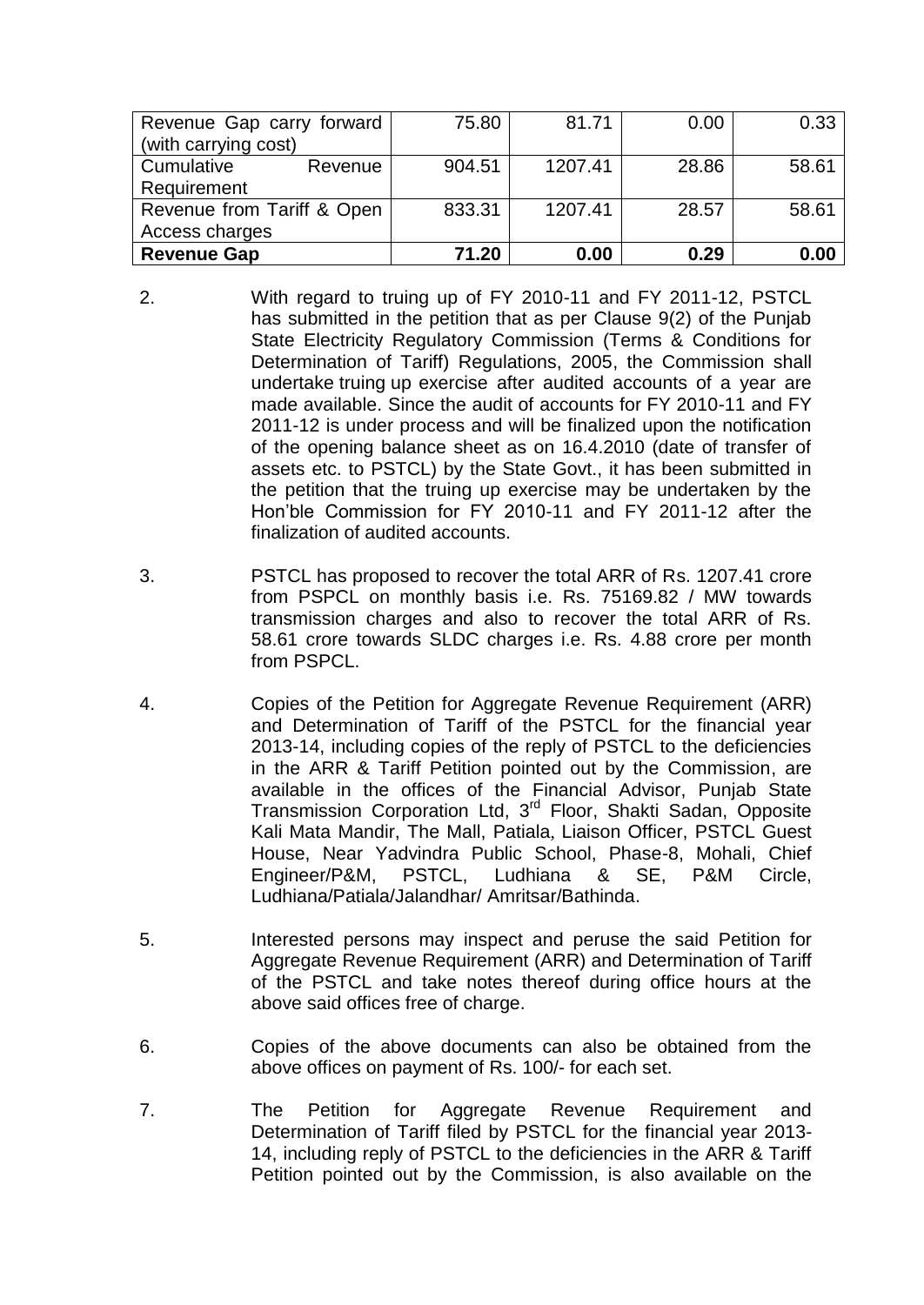| | | | | |
|---|---|---|---|---|
| Revenue Gap carry forward (with carrying cost) | 75.80 | 81.71 | 0.00 | 0.33 |
| Cumulative Revenue Requirement | 904.51 | 1207.41 | 28.86 | 58.61 |
| Revenue from Tariff & Open Access charges | 833.31 | 1207.41 | 28.57 | 58.61 |
| **Revenue Gap** | **71.20** | **0.00** | **0.29** | **0.00** |

2. With regard to truing up of FY 2010-11 and FY 2011-12, PSTCL has submitted in the petition that as per Clause 9(2) of the Punjab State Electricity Regulatory Commission (Terms & Conditions for Determination of Tariff) Regulations, 2005, the Commission shall undertake truing up exercise after audited accounts of a year are made available. Since the audit of accounts for FY 2010-11 and FY 2011-12 is under process and will be finalized upon the notification of the opening balance sheet as on 16.4.2010 (date of transfer of assets etc. to PSTCL) by the State Govt., it has been submitted in the petition that the truing up exercise may be undertaken by the Hon'ble Commission for FY 2010-11 and FY 2011-12 after the finalization of audited accounts.

3. PSTCL has proposed to recover the total ARR of Rs. 1207.41 crore from PSPCL on monthly basis i.e. Rs. 75169.82 / MW towards transmission charges and also to recover the total ARR of Rs. 58.61 crore towards SLDC charges i.e. Rs. 4.88 crore per month from PSPCL.

4. Copies of the Petition for Aggregate Revenue Requirement (ARR) and Determination of Tariff of the PSTCL for the financial year 2013-14, including copies of the reply of PSTCL to the deficiencies in the ARR & Tariff Petition pointed out by the Commission, are available in the offices of the Financial Advisor, Punjab State Transmission Corporation Ltd, 3rd Floor, Shakti Sadan, Opposite Kali Mata Mandir, The Mall, Patiala, Liaison Officer, PSTCL Guest House, Near Yadvindra Public School, Phase-8, Mohali, Chief Engineer/P&M, PSTCL, Ludhiana & SE, P&M Circle, Ludhiana/Patiala/Jalandhar/ Amritsar/Bathinda.

5. Interested persons may inspect and peruse the said Petition for Aggregate Revenue Requirement (ARR) and Determination of Tariff of the PSTCL and take notes thereof during office hours at the above said offices free of charge.

6. Copies of the above documents can also be obtained from the above offices on payment of Rs. 100/- for each set.

7. The Petition for Aggregate Revenue Requirement and Determination of Tariff filed by PSTCL for the financial year 2013-14, including reply of PSTCL to the deficiencies in the ARR & Tariff Petition pointed out by the Commission, is also available on the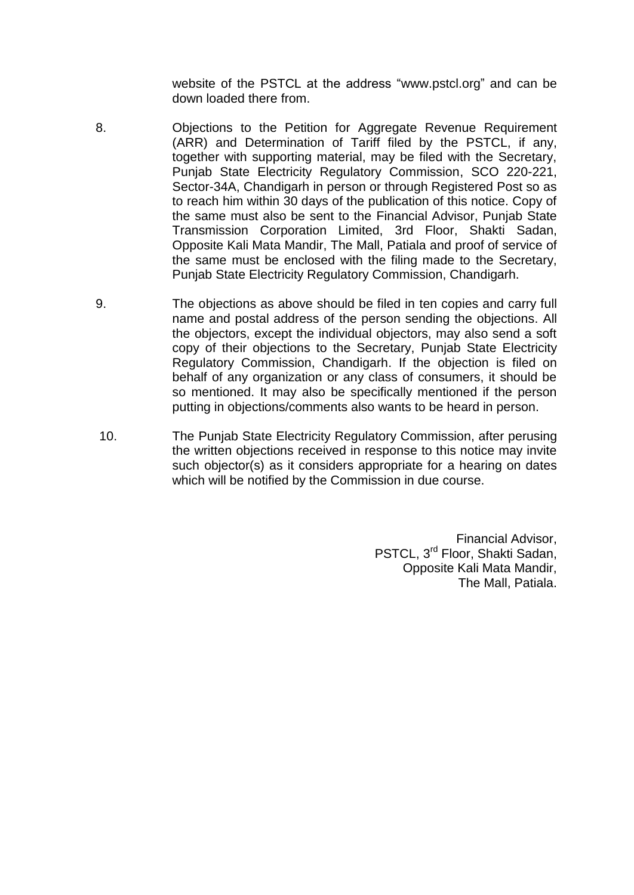website of the PSTCL at the address "www.pstcl.org" and can be down loaded there from.

8. Objections to the Petition for Aggregate Revenue Requirement (ARR) and Determination of Tariff filed by the PSTCL, if any, together with supporting material, may be filed with the Secretary, Punjab State Electricity Regulatory Commission, SCO 220-221, Sector-34A, Chandigarh in person or through Registered Post so as to reach him within 30 days of the publication of this notice. Copy of the same must also be sent to the Financial Advisor, Punjab State Transmission Corporation Limited, 3rd Floor, Shakti Sadan, Opposite Kali Mata Mandir, The Mall, Patiala and proof of service of the same must be enclosed with the filing made to the Secretary, Punjab State Electricity Regulatory Commission, Chandigarh.

9. The objections as above should be filed in ten copies and carry full name and postal address of the person sending the objections. All the objectors, except the individual objectors, may also send a soft copy of their objections to the Secretary, Punjab State Electricity Regulatory Commission, Chandigarh. If the objection is filed on behalf of any organization or any class of consumers, it should be so mentioned. It may also be specifically mentioned if the person putting in objections/comments also wants to be heard in person.

10. The Punjab State Electricity Regulatory Commission, after perusing the written objections received in response to this notice may invite such objector(s) as it considers appropriate for a hearing on dates which will be notified by the Commission in due course.

Financial Advisor,
PSTCL, 3rd Floor, Shakti Sadan,
Opposite Kali Mata Mandir,
The Mall, Patiala.